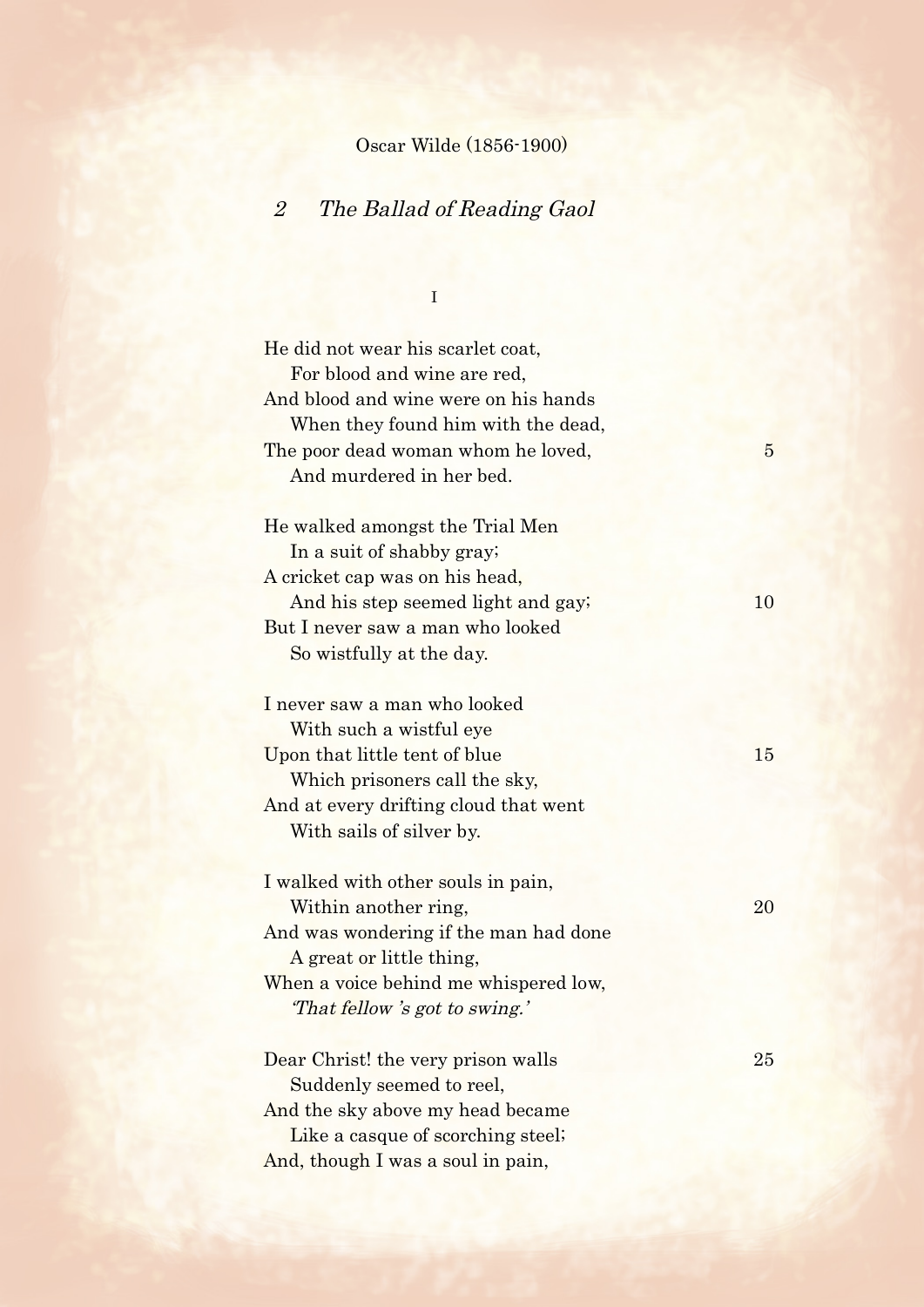Oscar Wilde (1856-1900)

## 2 *The Ballad of Reading Gaol*

I

He did not wear his scarlet coat,
  For blood and wine are red,
And blood and wine were on his hands
  When they found him with the dead,
The poor dead woman whom he loved, 5
  And murdered in her bed.

He walked amongst the Trial Men
  In a suit of shabby gray;
A cricket cap was on his head,
  And his step seemed light and gay; 10
But I never saw a man who looked
  So wistfully at the day.

I never saw a man who looked
  With such a wistful eye
Upon that little tent of blue 15
  Which prisoners call the sky,
And at every drifting cloud that went
  With sails of silver by.

I walked with other souls in pain,
  Within another ring, 20
And was wondering if the man had done
  A great or little thing,
When a voice behind me whispered low,
  *'That fellow 's got to swing.'*

Dear Christ! the very prison walls 25
  Suddenly seemed to reel,
And the sky above my head became
  Like a casque of scorching steel;
And, though I was a soul in pain,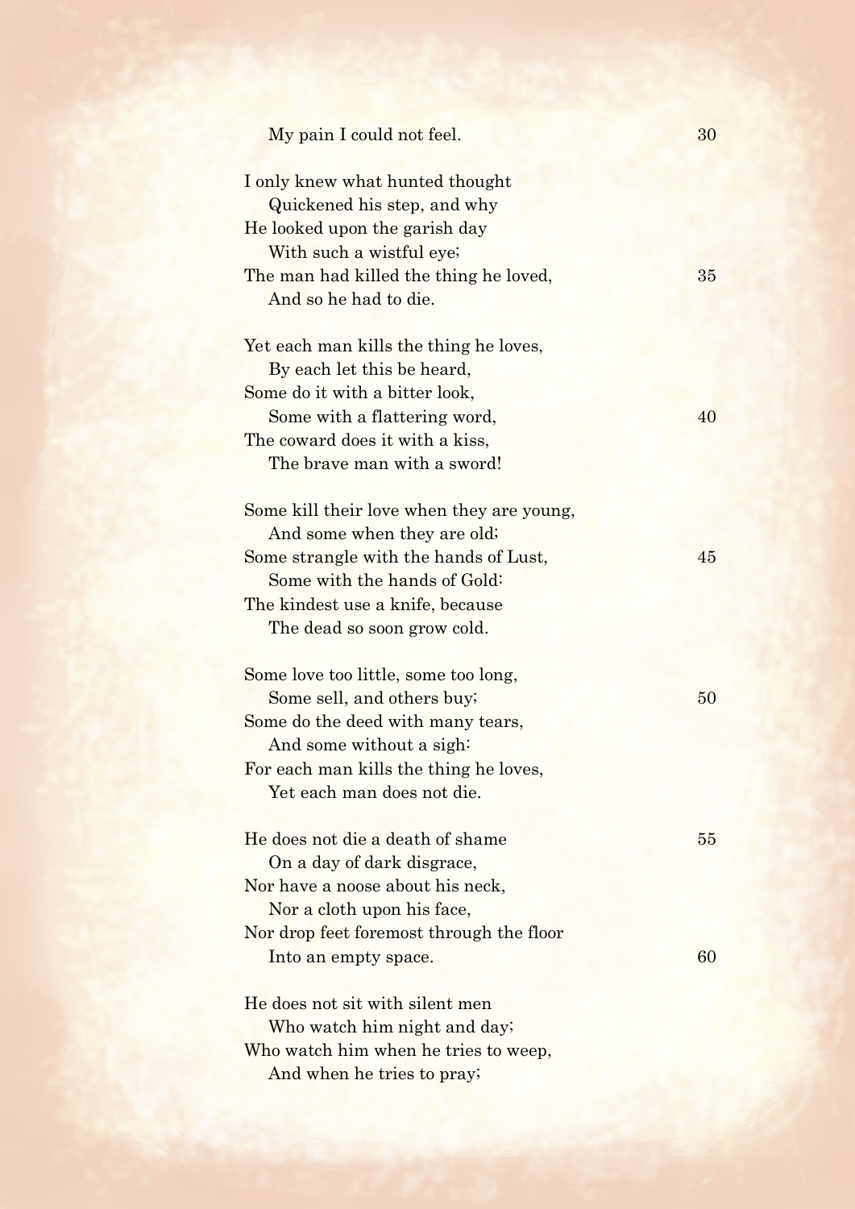My pain I could not feel.

I only knew what hunted thought  
Quickened his step, and why  
He looked upon the garish day  
With such a wistful eye;  
The man had killed the thing he loved,  
And so he had to die.

Yet each man kills the thing he loves,  
By each let this be heard,  
Some do it with a bitter look,  
Some with a flattering word,  
The coward does it with a kiss,  
The brave man with a sword!

Some kill their love when they are young,  
And some when they are old;  
Some strangle with the hands of Lust,  
Some with the hands of Gold:  
The kindest use a knife, because  
The dead so soon grow cold.

Some love too little, some too long,  
Some sell, and others buy;  
Some do the deed with many tears,  
And some without a sigh:  
For each man kills the thing he loves,  
Yet each man does not die.

He does not die a death of shame  
On a day of dark disgrace,  
Nor have a noose about his neck,  
Nor a cloth upon his face,  
Nor drop feet foremost through the floor  
Into an empty space.

He does not sit with silent men  
Who watch him night and day;  
Who watch him when he tries to weep,  
And when he tries to pray;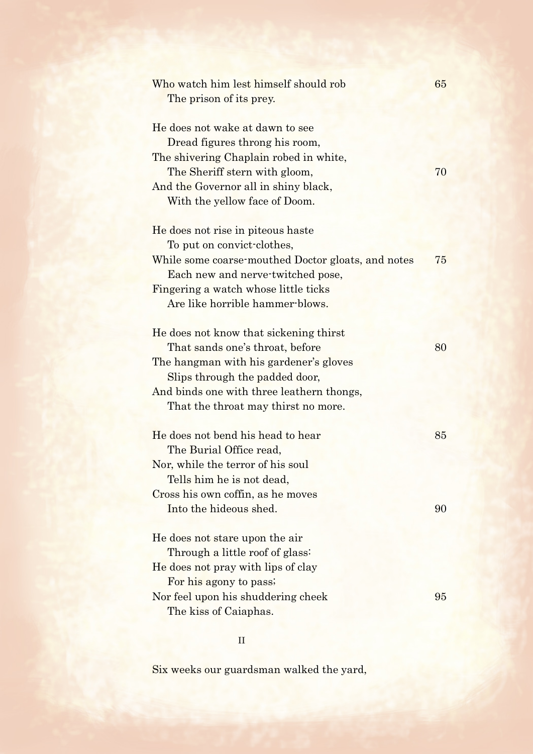Who watch him lest himself should rob 65
 The prison of its prey.

He does not wake at dawn to see
 Dread figures throng his room,
The shivering Chaplain robed in white,
 The Sheriff stern with gloom, 70
And the Governor all in shiny black,
 With the yellow face of Doom.

He does not rise in piteous haste
 To put on convict-clothes,
While some coarse-mouthed Doctor gloats, and notes 75
 Each new and nerve-twitched pose,
Fingering a watch whose little ticks
 Are like horrible hammer-blows.

He does not know that sickening thirst
 That sands one's throat, before 80
The hangman with his gardener's gloves
 Slips through the padded door,
And binds one with three leathern thongs,
 That the throat may thirst no more.

He does not bend his head to hear 85
 The Burial Office read,
Nor, while the terror of his soul
 Tells him he is not dead,
Cross his own coffin, as he moves
 Into the hideous shed. 90

He does not stare upon the air
 Through a little roof of glass:
He does not pray with lips of clay
 For his agony to pass;
Nor feel upon his shuddering cheek 95
 The kiss of Caiaphas.

## II

Six weeks our guardsman walked the yard,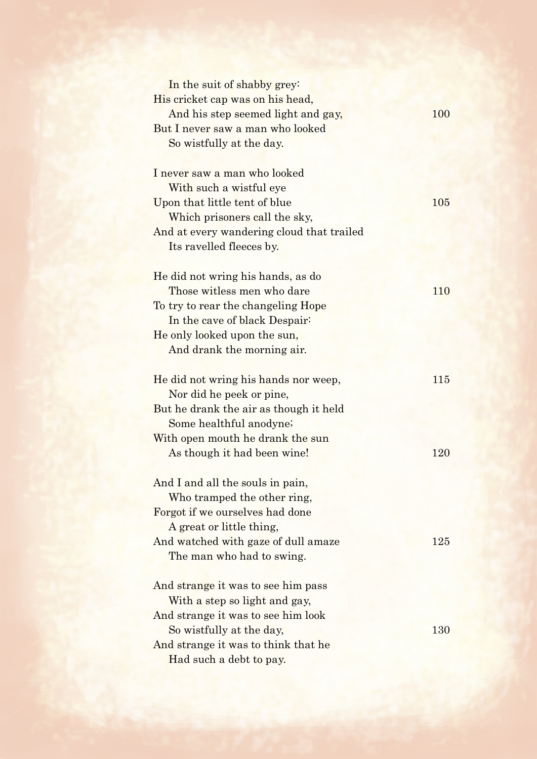In the suit of shabby grey:  
His cricket cap was on his head,  
And his step seemed light and gay, 100  
But I never saw a man who looked  
So wistfully at the day.

I never saw a man who looked  
With such a wistful eye  
Upon that little tent of blue 105  
Which prisoners call the sky,  
And at every wandering cloud that trailed  
Its ravelled fleeces by.

He did not wring his hands, as do  
Those witless men who dare 110  
To try to rear the changeling Hope  
In the cave of black Despair:  
He only looked upon the sun,  
And drank the morning air.

He did not wring his hands nor weep, 115  
Nor did he peek or pine,  
But he drank the air as though it held  
Some healthful anodyne;  
With open mouth he drank the sun  
As though it had been wine! 120

And I and all the souls in pain,  
Who tramped the other ring,  
Forgot if we ourselves had done  
A great or little thing,  
And watched with gaze of dull amaze 125  
The man who had to swing.

And strange it was to see him pass  
With a step so light and gay,  
And strange it was to see him look  
So wistfully at the day, 130  
And strange it was to think that he  
Had such a debt to pay.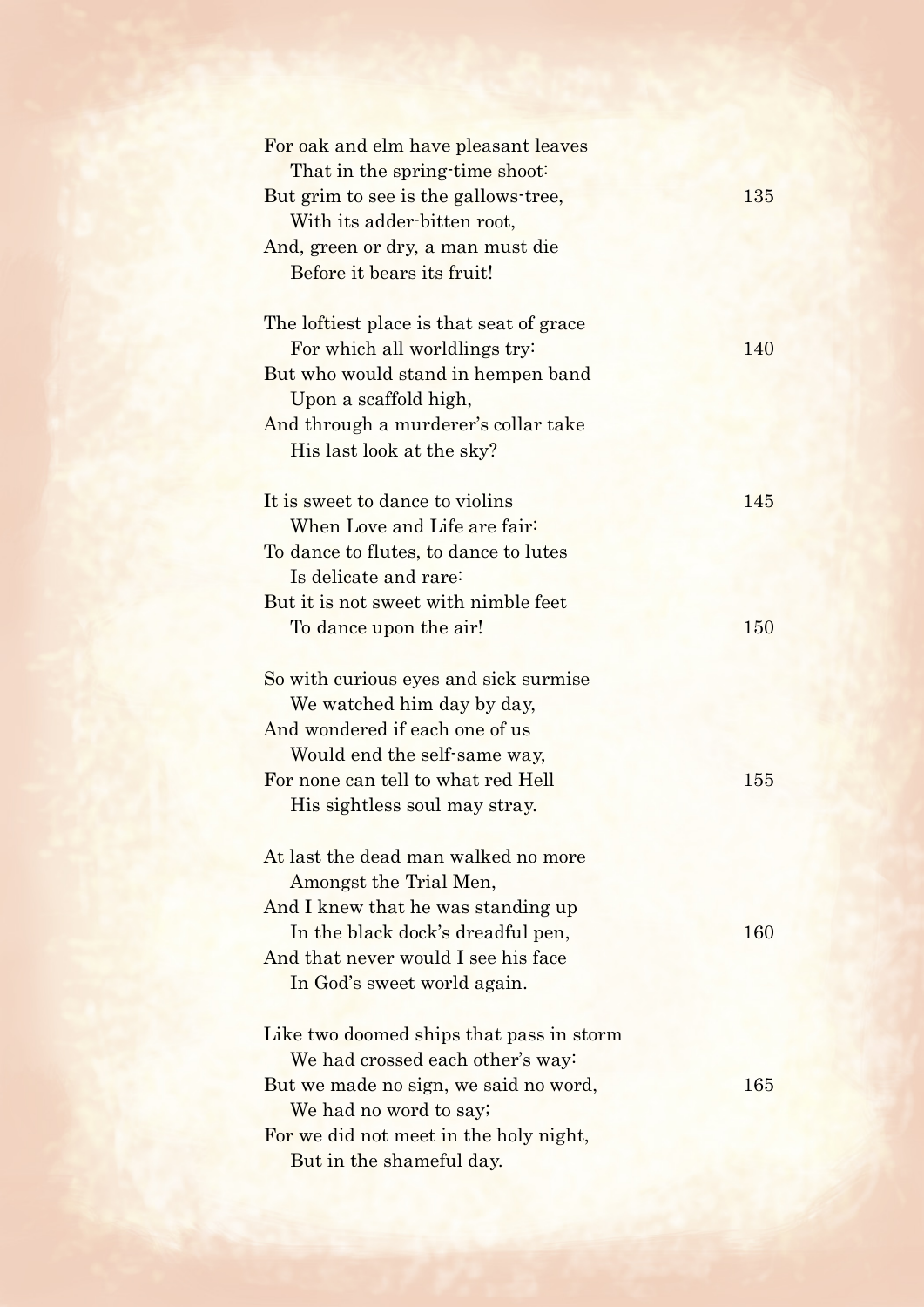For oak and elm have pleasant leaves
  That in the spring-time shoot:
But grim to see is the gallows-tree, 135
  With its adder-bitten root,
And, green or dry, a man must die
  Before it bears its fruit!

The loftiest place is that seat of grace
  For which all worldlings try: 140
But who would stand in hempen band
  Upon a scaffold high,
And through a murderer's collar take
  His last look at the sky?

It is sweet to dance to violins 145
  When Love and Life are fair:
To dance to flutes, to dance to lutes
  Is delicate and rare:
But it is not sweet with nimble feet
  To dance upon the air! 150

So with curious eyes and sick surmise
  We watched him day by day,
And wondered if each one of us
  Would end the self-same way,
For none can tell to what red Hell 155
  His sightless soul may stray.

At last the dead man walked no more
  Amongst the Trial Men,
And I knew that he was standing up
  In the black dock's dreadful pen, 160
And that never would I see his face
  In God's sweet world again.

Like two doomed ships that pass in storm
  We had crossed each other's way:
But we made no sign, we said no word, 165
  We had no word to say;
For we did not meet in the holy night,
  But in the shameful day.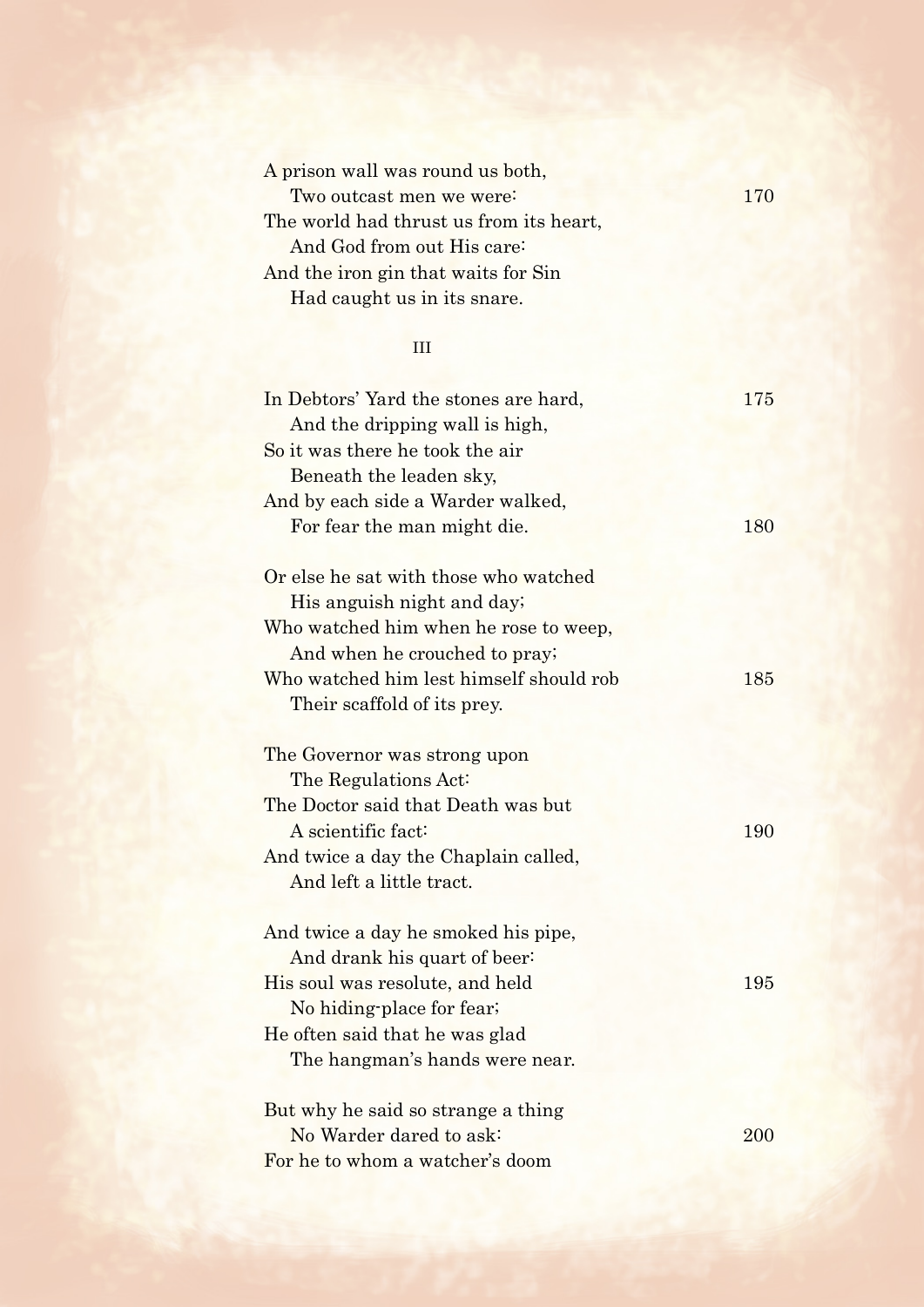A prison wall was round us both,
  Two outcast men we were: 170
The world had thrust us from its heart,
  And God from out His care:
And the iron gin that waits for Sin
  Had caught us in its snare.

## III

In Debtors' Yard the stones are hard, 175
  And the dripping wall is high,
So it was there he took the air
  Beneath the leaden sky,
And by each side a Warder walked,
  For fear the man might die. 180

Or else he sat with those who watched
  His anguish night and day;
Who watched him when he rose to weep,
  And when he crouched to pray;
Who watched him lest himself should rob 185
  Their scaffold of its prey.

The Governor was strong upon
  The Regulations Act:
The Doctor said that Death was but
  A scientific fact: 190
And twice a day the Chaplain called,
  And left a little tract.

And twice a day he smoked his pipe,
  And drank his quart of beer:
His soul was resolute, and held 195
  No hiding-place for fear;
He often said that he was glad
  The hangman's hands were near.

But why he said so strange a thing
  No Warder dared to ask: 200
For he to whom a watcher's doom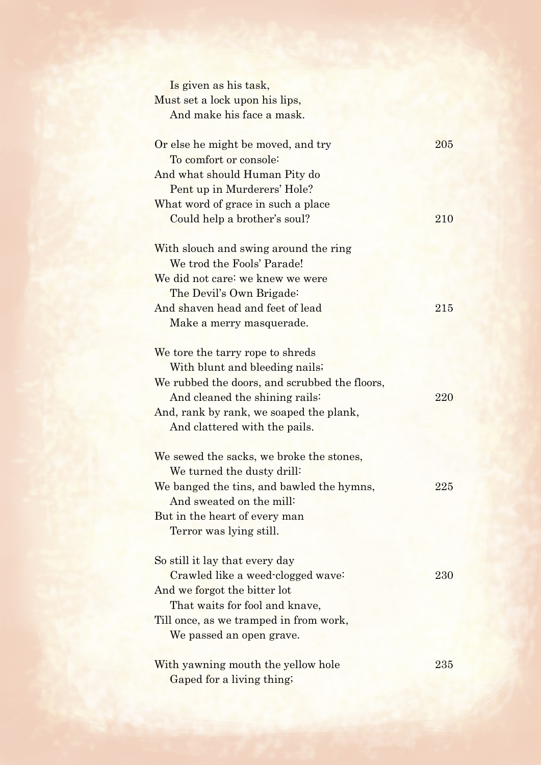Is given as his task,
Must set a lock upon his lips,
And make his face a mask.

Or else he might be moved, and try — 205
To comfort or console:
And what should Human Pity do
Pent up in Murderers' Hole?
What word of grace in such a place
Could help a brother's soul? — 210

With slouch and swing around the ring
We trod the Fools' Parade!
We did not care: we knew we were
The Devil's Own Brigade:
And shaven head and feet of lead — 215
Make a merry masquerade.

We tore the tarry rope to shreds
With blunt and bleeding nails;
We rubbed the doors, and scrubbed the floors,
And cleaned the shining rails: — 220
And, rank by rank, we soaped the plank,
And clattered with the pails.

We sewed the sacks, we broke the stones,
We turned the dusty drill:
We banged the tins, and bawled the hymns, — 225
And sweated on the mill:
But in the heart of every man
Terror was lying still.

So still it lay that every day
Crawled like a weed-clogged wave: — 230
And we forgot the bitter lot
That waits for fool and knave,
Till once, as we tramped in from work,
We passed an open grave.

With yawning mouth the yellow hole — 235
Gaped for a living thing;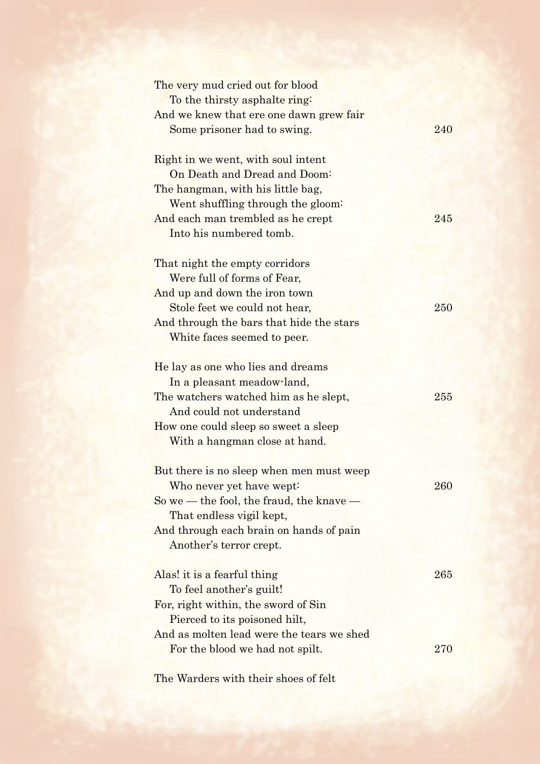The very mud cried out for blood
  To the thirsty asphalte ring:
And we knew that ere one dawn grew fair
  Some prisoner had to swing. 240

Right in we went, with soul intent
  On Death and Dread and Doom:
The hangman, with his little bag,
  Went shuffling through the gloom:
And each man trembled as he crept 245
  Into his numbered tomb.

That night the empty corridors
  Were full of forms of Fear,
And up and down the iron town
  Stole feet we could not hear, 250
And through the bars that hide the stars
  White faces seemed to peer.

He lay as one who lies and dreams
  In a pleasant meadow-land,
The watchers watched him as he slept, 255
  And could not understand
How one could sleep so sweet a sleep
  With a hangman close at hand.

But there is no sleep when men must weep
  Who never yet have wept: 260
So we — the fool, the fraud, the knave —
  That endless vigil kept,
And through each brain on hands of pain
  Another's terror crept.

Alas! it is a fearful thing 265
  To feel another's guilt!
For, right within, the sword of Sin
  Pierced to its poisoned hilt,
And as molten lead were the tears we shed
  For the blood we had not spilt. 270

The Warders with their shoes of felt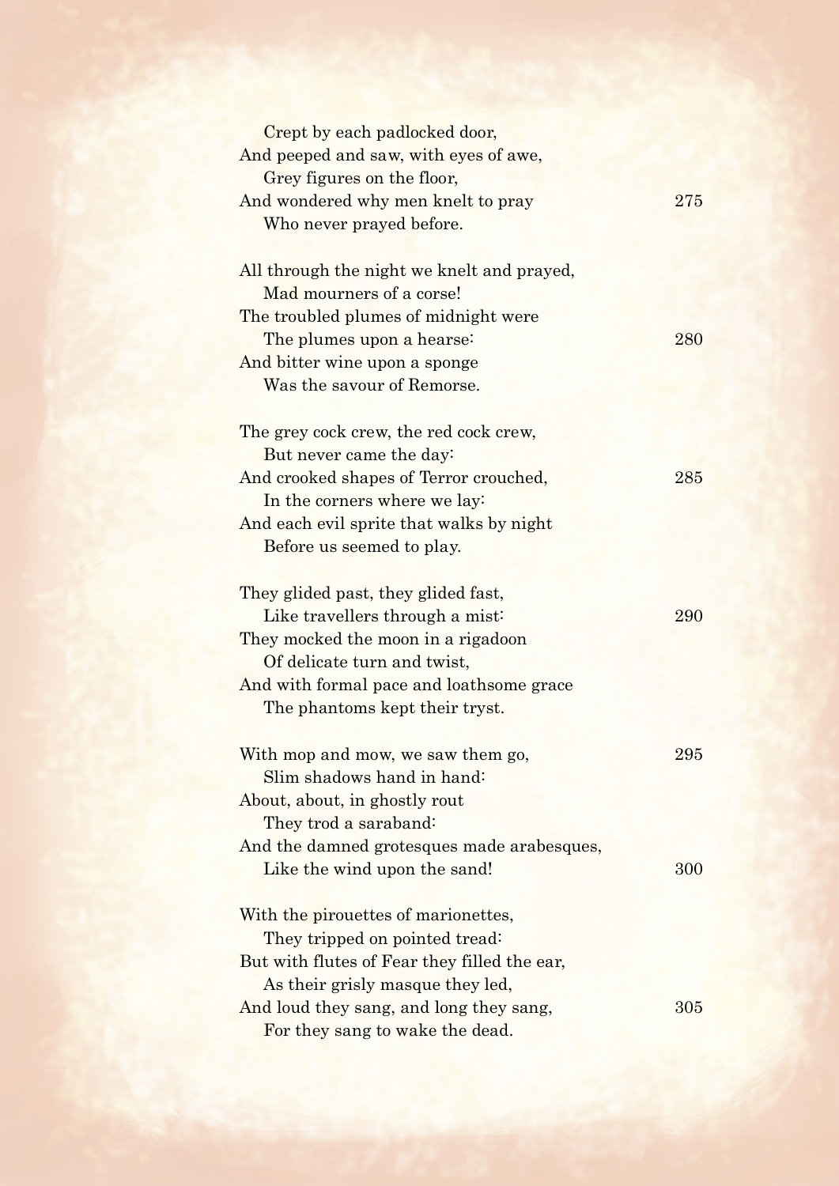Crept by each padlocked door,
And peeped and saw, with eyes of awe,
Grey figures on the floor,
And wondered why men knelt to pray 275
Who never prayed before.

All through the night we knelt and prayed,
Mad mourners of a corse!
The troubled plumes of midnight were
The plumes upon a hearse: 280
And bitter wine upon a sponge
Was the savour of Remorse.

The grey cock crew, the red cock crew,
But never came the day:
And crooked shapes of Terror crouched, 285
In the corners where we lay:
And each evil sprite that walks by night
Before us seemed to play.

They glided past, they glided fast,
Like travellers through a mist: 290
They mocked the moon in a rigadoon
Of delicate turn and twist,
And with formal pace and loathsome grace
The phantoms kept their tryst.

With mop and mow, we saw them go, 295
Slim shadows hand in hand:
About, about, in ghostly rout
They trod a saraband:
And the damned grotesques made arabesques,
Like the wind upon the sand! 300

With the pirouettes of marionettes,
They tripped on pointed tread:
But with flutes of Fear they filled the ear,
As their grisly masque they led,
And loud they sang, and long they sang, 305
For they sang to wake the dead.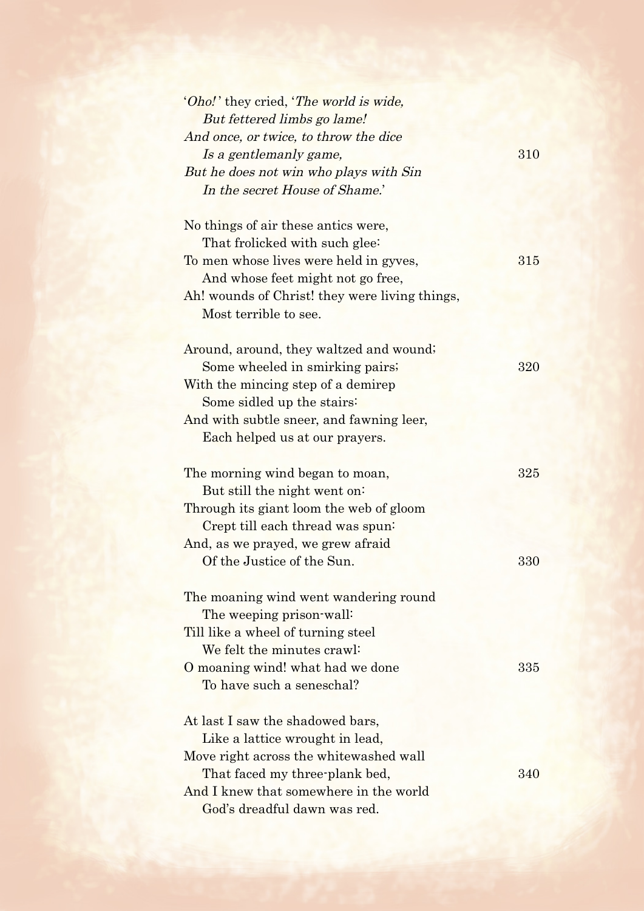'*Oho!*' they cried, '*The world is wide,*  
  *But fettered limbs go lame!*  
*And once, or twice, to throw the dice*  
  *Is a gentlemanly game,* 310  
*But he does not win who plays with Sin*  
  *In the secret House of Shame.*'

No things of air these antics were,  
  That frolicked with such glee:  
To men whose lives were held in gyves, 315  
  And whose feet might not go free,  
Ah! wounds of Christ! they were living things,  
  Most terrible to see.

Around, around, they waltzed and wound;  
  Some wheeled in smirking pairs; 320  
With the mincing step of a demirep  
  Some sidled up the stairs:  
And with subtle sneer, and fawning leer,  
  Each helped us at our prayers.

The morning wind began to moan, 325  
  But still the night went on:  
Through its giant loom the web of gloom  
  Crept till each thread was spun:  
And, as we prayed, we grew afraid  
  Of the Justice of the Sun. 330

The moaning wind went wandering round  
  The weeping prison-wall:  
Till like a wheel of turning steel  
  We felt the minutes crawl:  
O moaning wind! what had we done 335  
  To have such a seneschal?

At last I saw the shadowed bars,  
  Like a lattice wrought in lead,  
Move right across the whitewashed wall  
  That faced my three-plank bed, 340  
And I knew that somewhere in the world  
  God's dreadful dawn was red.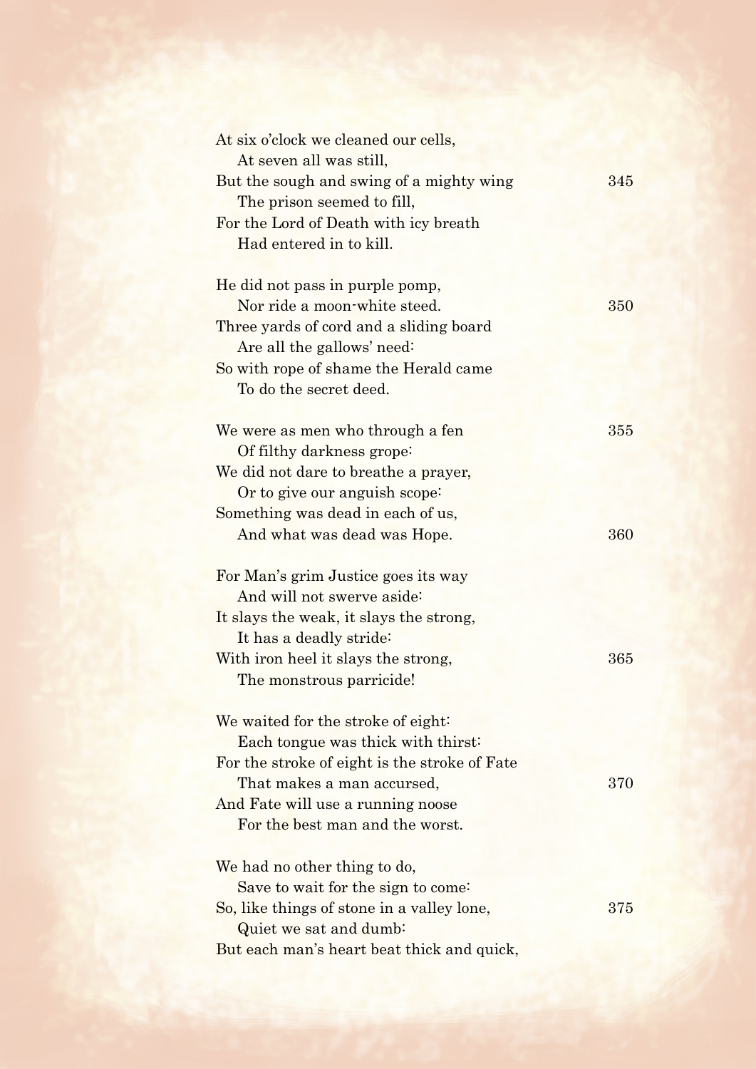At six o'clock we cleaned our cells,
  At seven all was still,
But the sough and swing of a mighty wing 345
  The prison seemed to fill,
For the Lord of Death with icy breath
  Had entered in to kill.

He did not pass in purple pomp,
  Nor ride a moon-white steed. 350
Three yards of cord and a sliding board
  Are all the gallows' need:
So with rope of shame the Herald came
  To do the secret deed.

We were as men who through a fen 355
  Of filthy darkness grope:
We did not dare to breathe a prayer,
  Or to give our anguish scope:
Something was dead in each of us,
  And what was dead was Hope. 360

For Man's grim Justice goes its way
  And will not swerve aside:
It slays the weak, it slays the strong,
  It has a deadly stride:
With iron heel it slays the strong, 365
  The monstrous parricide!

We waited for the stroke of eight:
  Each tongue was thick with thirst:
For the stroke of eight is the stroke of Fate
  That makes a man accursed, 370
And Fate will use a running noose
  For the best man and the worst.

We had no other thing to do,
  Save to wait for the sign to come:
So, like things of stone in a valley lone, 375
  Quiet we sat and dumb:
But each man's heart beat thick and quick,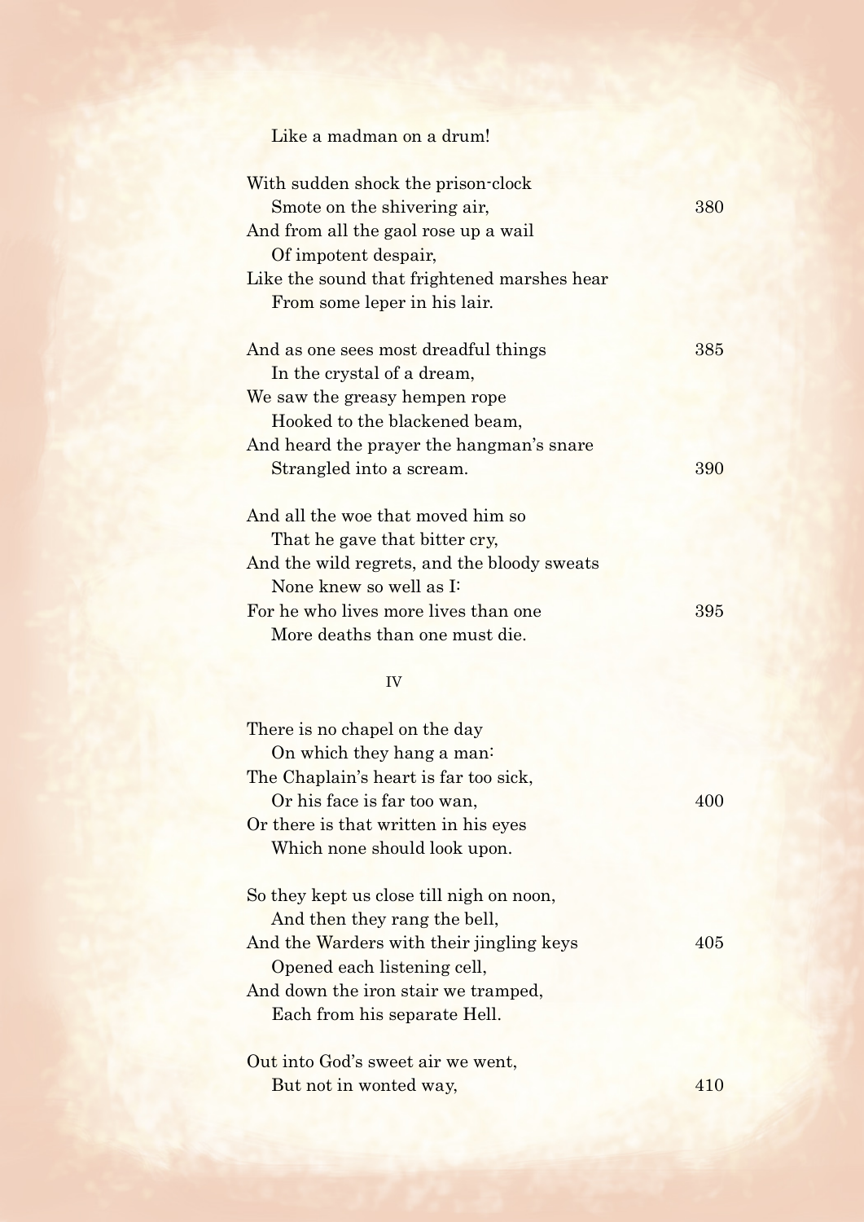Like a madman on a drum!

With sudden shock the prison-clock  
  Smote on the shivering air, 380  
And from all the gaol rose up a wail  
  Of impotent despair,  
Like the sound that frightened marshes hear  
  From some leper in his lair.

And as one sees most dreadful things 385  
  In the crystal of a dream,  
We saw the greasy hempen rope  
  Hooked to the blackened beam,  
And heard the prayer the hangman's snare  
  Strangled into a scream. 390

And all the woe that moved him so  
  That he gave that bitter cry,  
And the wild regrets, and the bloody sweats  
  None knew so well as I:  
For he who lives more lives than one 395  
  More deaths than one must die.

## IV

There is no chapel on the day  
  On which they hang a man:  
The Chaplain's heart is far too sick,  
  Or his face is far too wan, 400  
Or there is that written in his eyes  
  Which none should look upon.

So they kept us close till nigh on noon,  
  And then they rang the bell,  
And the Warders with their jingling keys 405  
  Opened each listening cell,  
And down the iron stair we tramped,  
  Each from his separate Hell.

Out into God's sweet air we went,  
  But not in wonted way, 410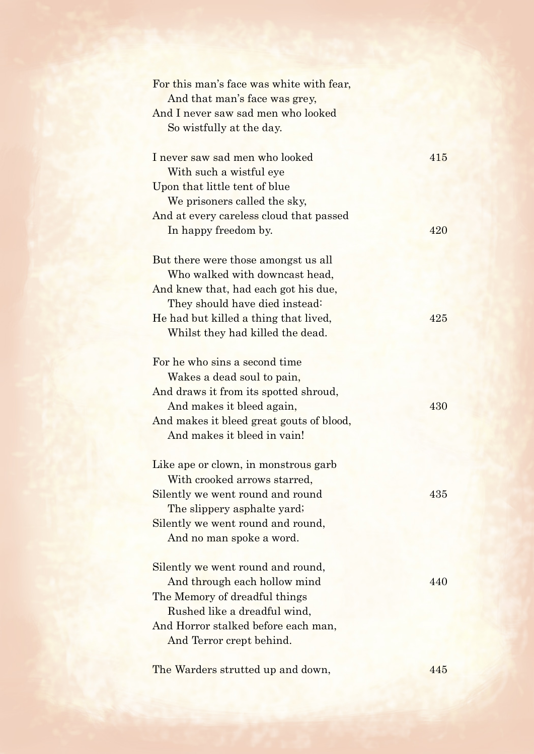For this man's face was white with fear,
   And that man's face was grey,
And I never saw sad men who looked
   So wistfully at the day.

I never saw sad men who looked
   With such a wistful eye
Upon that little tent of blue
   We prisoners called the sky,
And at every careless cloud that passed
   In happy freedom by.

But there were those amongst us all
   Who walked with downcast head,
And knew that, had each got his due,
   They should have died instead:
He had but killed a thing that lived,
   Whilst they had killed the dead.

For he who sins a second time
   Wakes a dead soul to pain,
And draws it from its spotted shroud,
   And makes it bleed again,
And makes it bleed great gouts of blood,
   And makes it bleed in vain!

Like ape or clown, in monstrous garb
   With crooked arrows starred,
Silently we went round and round
   The slippery asphalte yard;
Silently we went round and round,
   And no man spoke a word.

Silently we went round and round,
   And through each hollow mind
The Memory of dreadful things
   Rushed like a dreadful wind,
And Horror stalked before each man,
   And Terror crept behind.

The Warders strutted up and down,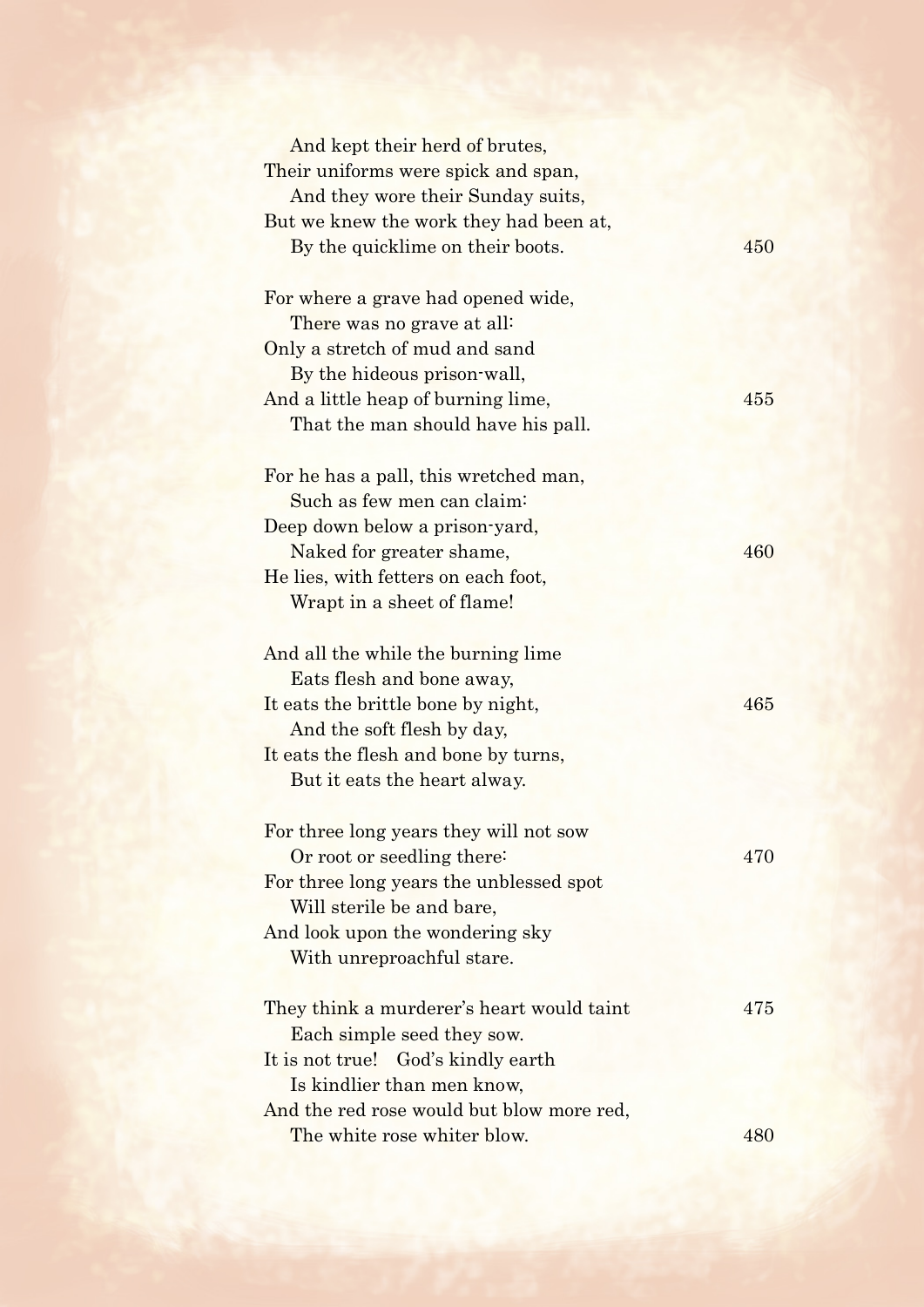And kept their herd of brutes,  
Their uniforms were spick and span,  
And they wore their Sunday suits,  
But we knew the work they had been at,  
By the quicklime on their boots. 450

For where a grave had opened wide,  
There was no grave at all:  
Only a stretch of mud and sand  
By the hideous prison-wall,  
And a little heap of burning lime, 455  
That the man should have his pall.

For he has a pall, this wretched man,  
Such as few men can claim:  
Deep down below a prison-yard,  
Naked for greater shame, 460  
He lies, with fetters on each foot,  
Wrapt in a sheet of flame!

And all the while the burning lime  
Eats flesh and bone away,  
It eats the brittle bone by night, 465  
And the soft flesh by day,  
It eats the flesh and bone by turns,  
But it eats the heart alway.

For three long years they will not sow  
Or root or seedling there: 470  
For three long years the unblessed spot  
Will sterile be and bare,  
And look upon the wondering sky  
With unreproachful stare.

They think a murderer's heart would taint 475  
Each simple seed they sow.  
It is not true! God's kindly earth  
Is kindlier than men know,  
And the red rose would but blow more red,  
The white rose whiter blow. 480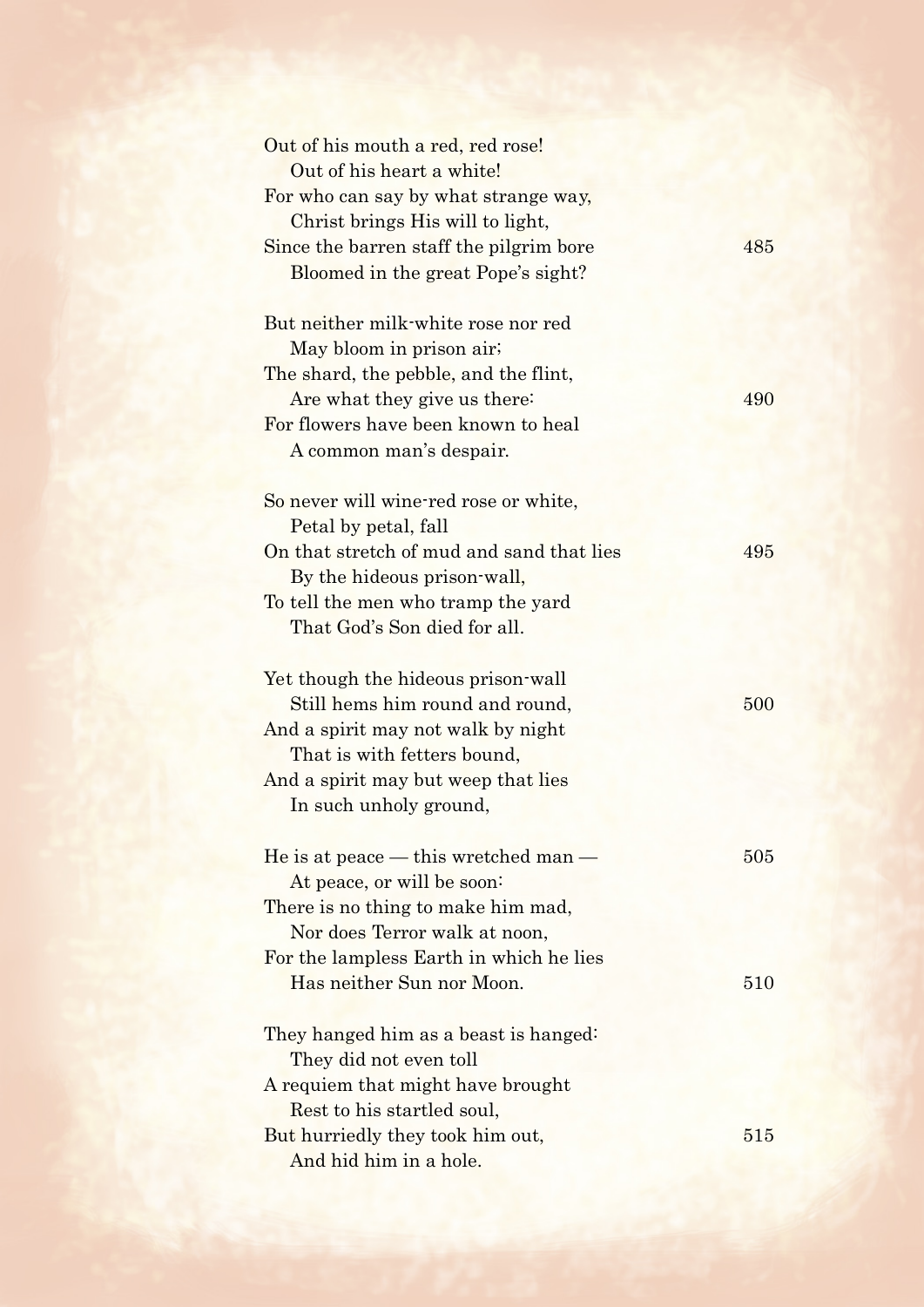Out of his mouth a red, red rose!  
   Out of his heart a white!  
For who can say by what strange way,  
   Christ brings His will to light,  
Since the barren staff the pilgrim bore  485  
   Bloomed in the great Pope's sight?

But neither milk-white rose nor red  
   May bloom in prison air;  
The shard, the pebble, and the flint,  
   Are what they give us there:  490  
For flowers have been known to heal  
   A common man's despair.

So never will wine-red rose or white,  
   Petal by petal, fall  
On that stretch of mud and sand that lies  495  
   By the hideous prison-wall,  
To tell the men who tramp the yard  
   That God's Son died for all.

Yet though the hideous prison-wall  
   Still hems him round and round,  500  
And a spirit may not walk by night  
   That is with fetters bound,  
And a spirit may but weep that lies  
   In such unholy ground,

He is at peace — this wretched man —  505  
   At peace, or will be soon:  
There is no thing to make him mad,  
   Nor does Terror walk at noon,  
For the lampless Earth in which he lies  
   Has neither Sun nor Moon.  510

They hanged him as a beast is hanged:  
   They did not even toll  
A requiem that might have brought  
   Rest to his startled soul,  
But hurriedly they took him out,  515  
   And hid him in a hole.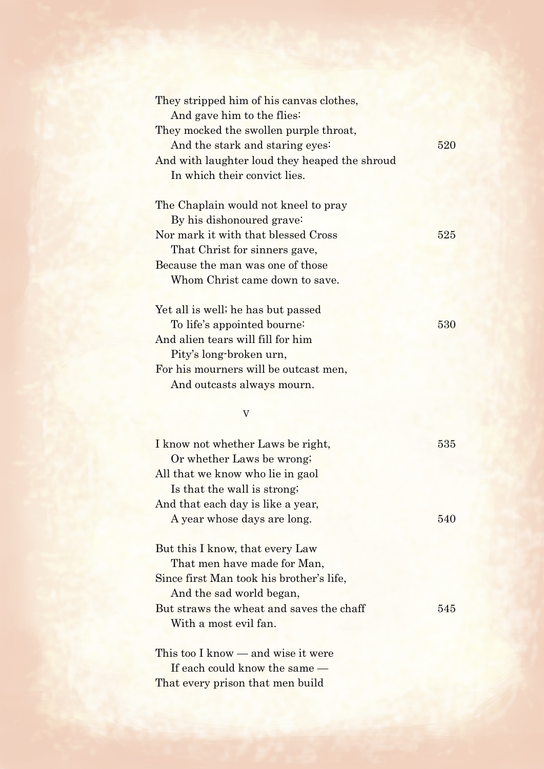They stripped him of his canvas clothes,
  And gave him to the flies:
They mocked the swollen purple throat,
  And the stark and staring eyes: 520
And with laughter loud they heaped the shroud
  In which their convict lies.

The Chaplain would not kneel to pray
  By his dishonoured grave:
Nor mark it with that blessed Cross 525
  That Christ for sinners gave,
Because the man was one of those
  Whom Christ came down to save.

Yet all is well; he has but passed
  To life's appointed bourne: 530
And alien tears will fill for him
  Pity's long-broken urn,
For his mourners will be outcast men,
  And outcasts always mourn.

## V

I know not whether Laws be right, 535
  Or whether Laws be wrong;
All that we know who lie in gaol
  Is that the wall is strong;
And that each day is like a year,
  A year whose days are long. 540

But this I know, that every Law
  That men have made for Man,
Since first Man took his brother's life,
  And the sad world began,
But straws the wheat and saves the chaff 545
  With a most evil fan.

This too I know — and wise it were
  If each could know the same —
That every prison that men build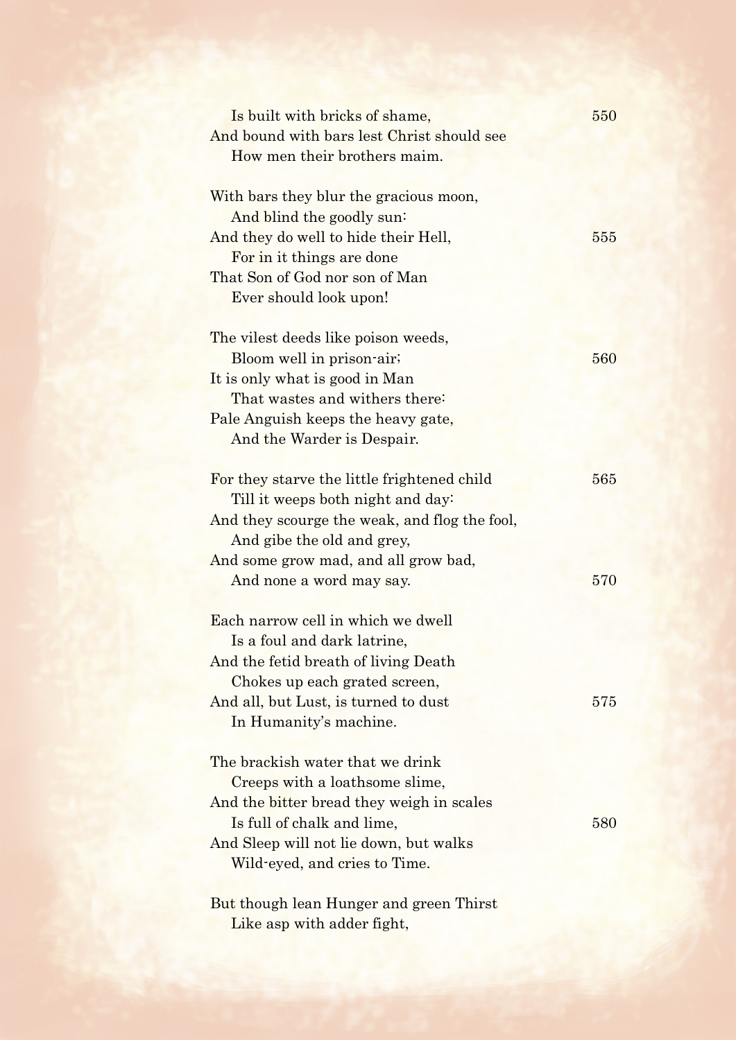Is built with bricks of shame, 550
And bound with bars lest Christ should see
How men their brothers maim.

With bars they blur the gracious moon,
And blind the goodly sun:
And they do well to hide their Hell, 555
For in it things are done
That Son of God nor son of Man
Ever should look upon!

The vilest deeds like poison weeds,
Bloom well in prison-air; 560
It is only what is good in Man
That wastes and withers there:
Pale Anguish keeps the heavy gate,
And the Warder is Despair.

For they starve the little frightened child 565
Till it weeps both night and day:
And they scourge the weak, and flog the fool,
And gibe the old and grey,
And some grow mad, and all grow bad,
And none a word may say. 570

Each narrow cell in which we dwell
Is a foul and dark latrine,
And the fetid breath of living Death
Chokes up each grated screen,
And all, but Lust, is turned to dust 575
In Humanity's machine.

The brackish water that we drink
Creeps with a loathsome slime,
And the bitter bread they weigh in scales
Is full of chalk and lime, 580
And Sleep will not lie down, but walks
Wild-eyed, and cries to Time.

But though lean Hunger and green Thirst
Like asp with adder fight,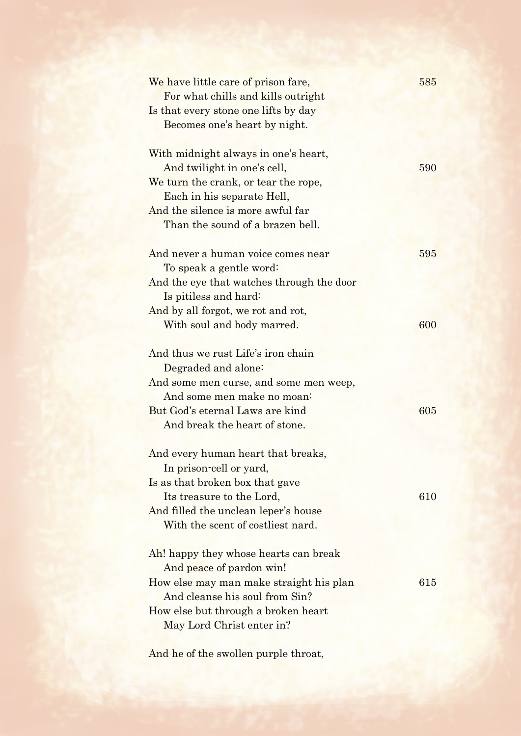We have little care of prison fare,  
&nbsp;&nbsp;&nbsp;&nbsp;For what chills and kills outright  
Is that every stone one lifts by day  
&nbsp;&nbsp;&nbsp;&nbsp;Becomes one's heart by night.

With midnight always in one's heart,  
&nbsp;&nbsp;&nbsp;&nbsp;And twilight in one's cell,  
We turn the crank, or tear the rope,  
&nbsp;&nbsp;&nbsp;&nbsp;Each in his separate Hell,  
And the silence is more awful far  
&nbsp;&nbsp;&nbsp;&nbsp;Than the sound of a brazen bell.

And never a human voice comes near  
&nbsp;&nbsp;&nbsp;&nbsp;To speak a gentle word:  
And the eye that watches through the door  
&nbsp;&nbsp;&nbsp;&nbsp;Is pitiless and hard:  
And by all forgot, we rot and rot,  
&nbsp;&nbsp;&nbsp;&nbsp;With soul and body marred.

And thus we rust Life's iron chain  
&nbsp;&nbsp;&nbsp;&nbsp;Degraded and alone:  
And some men curse, and some men weep,  
&nbsp;&nbsp;&nbsp;&nbsp;And some men make no moan:  
But God's eternal Laws are kind  
&nbsp;&nbsp;&nbsp;&nbsp;And break the heart of stone.

And every human heart that breaks,  
&nbsp;&nbsp;&nbsp;&nbsp;In prison-cell or yard,  
Is as that broken box that gave  
&nbsp;&nbsp;&nbsp;&nbsp;Its treasure to the Lord,  
And filled the unclean leper's house  
&nbsp;&nbsp;&nbsp;&nbsp;With the scent of costliest nard.

Ah! happy they whose hearts can break  
&nbsp;&nbsp;&nbsp;&nbsp;And peace of pardon win!  
How else may man make straight his plan  
&nbsp;&nbsp;&nbsp;&nbsp;And cleanse his soul from Sin?  
How else but through a broken heart  
&nbsp;&nbsp;&nbsp;&nbsp;May Lord Christ enter in?

And he of the swollen purple throat,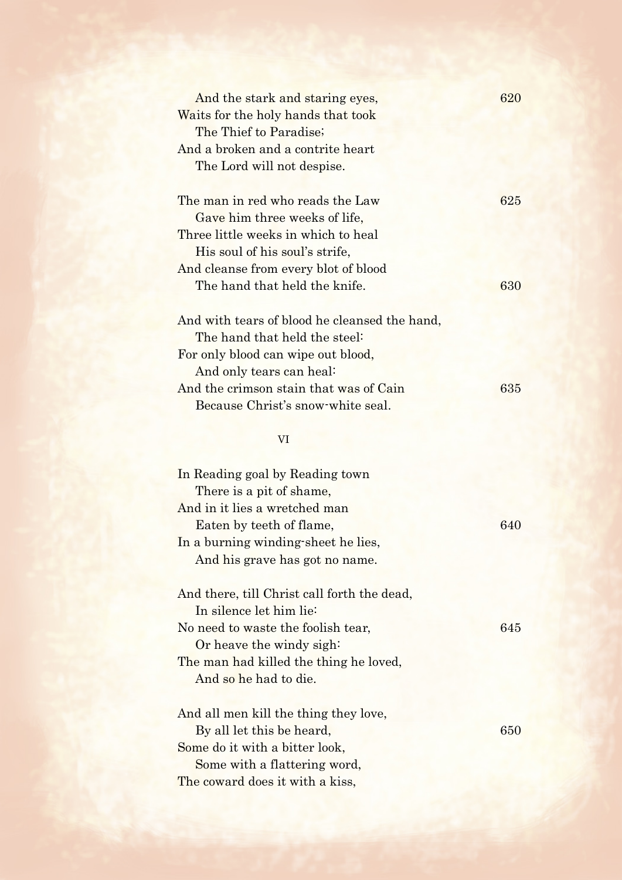And the stark and staring eyes,   620  
Waits for the holy hands that took  
   The Thief to Paradise;  
And a broken and a contrite heart  
   The Lord will not despise.

The man in red who reads the Law   625  
   Gave him three weeks of life,  
Three little weeks in which to heal  
   His soul of his soul's strife,  
And cleanse from every blot of blood  
   The hand that held the knife.   630

And with tears of blood he cleansed the hand,  
   The hand that held the steel:  
For only blood can wipe out blood,  
   And only tears can heal:  
And the crimson stain that was of Cain   635  
   Became Christ's snow-white seal.

## VI

In Reading goal by Reading town  
   There is a pit of shame,  
And in it lies a wretched man  
   Eaten by teeth of flame,   640  
In a burning winding-sheet he lies,  
   And his grave has got no name.

And there, till Christ call forth the dead,  
   In silence let him lie:  
No need to waste the foolish tear,   645  
   Or heave the windy sigh:  
The man had killed the thing he loved,  
   And so he had to die.

And all men kill the thing they love,  
   By all let this be heard,   650  
Some do it with a bitter look,  
   Some with a flattering word,  
The coward does it with a kiss,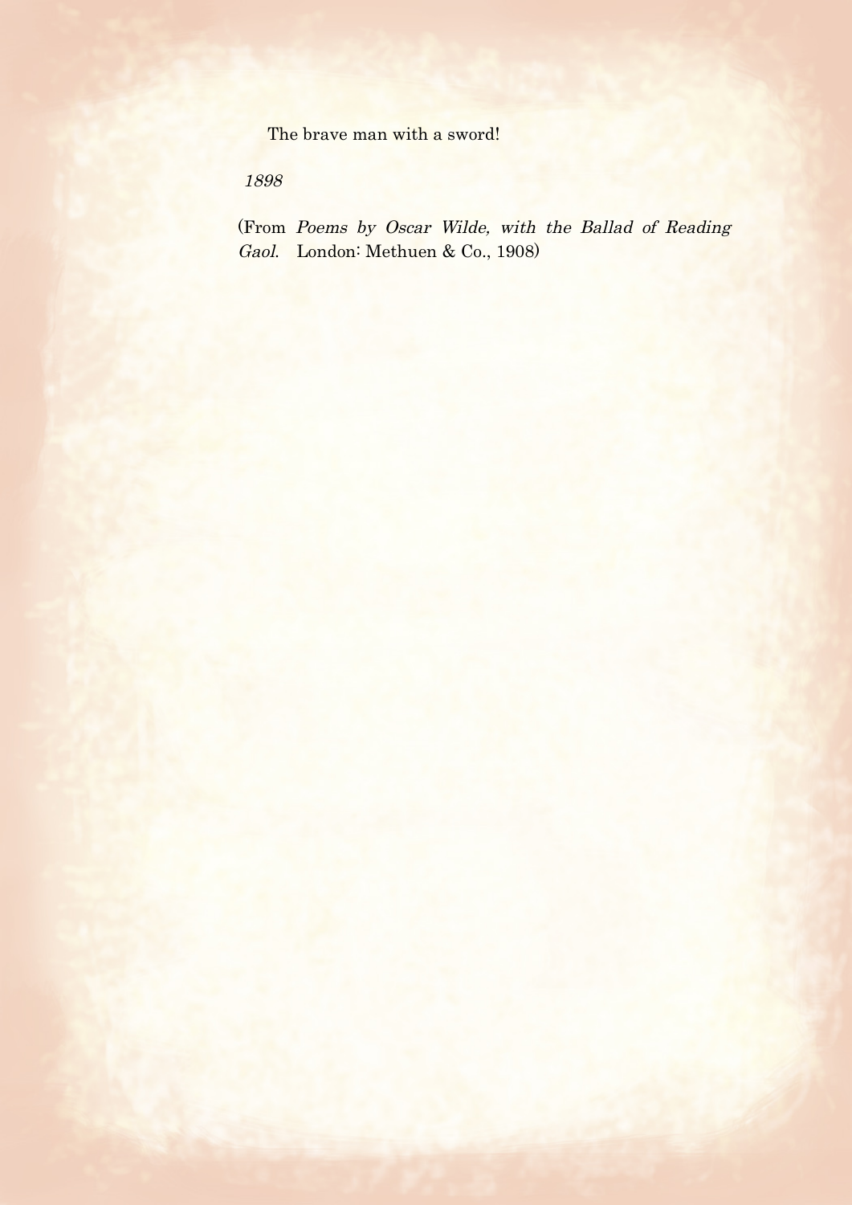The brave man with a sword!

*1898*

(From *Poems by Oscar Wilde, with the Ballad of Reading Gaol.* London: Methuen & Co., 1908)